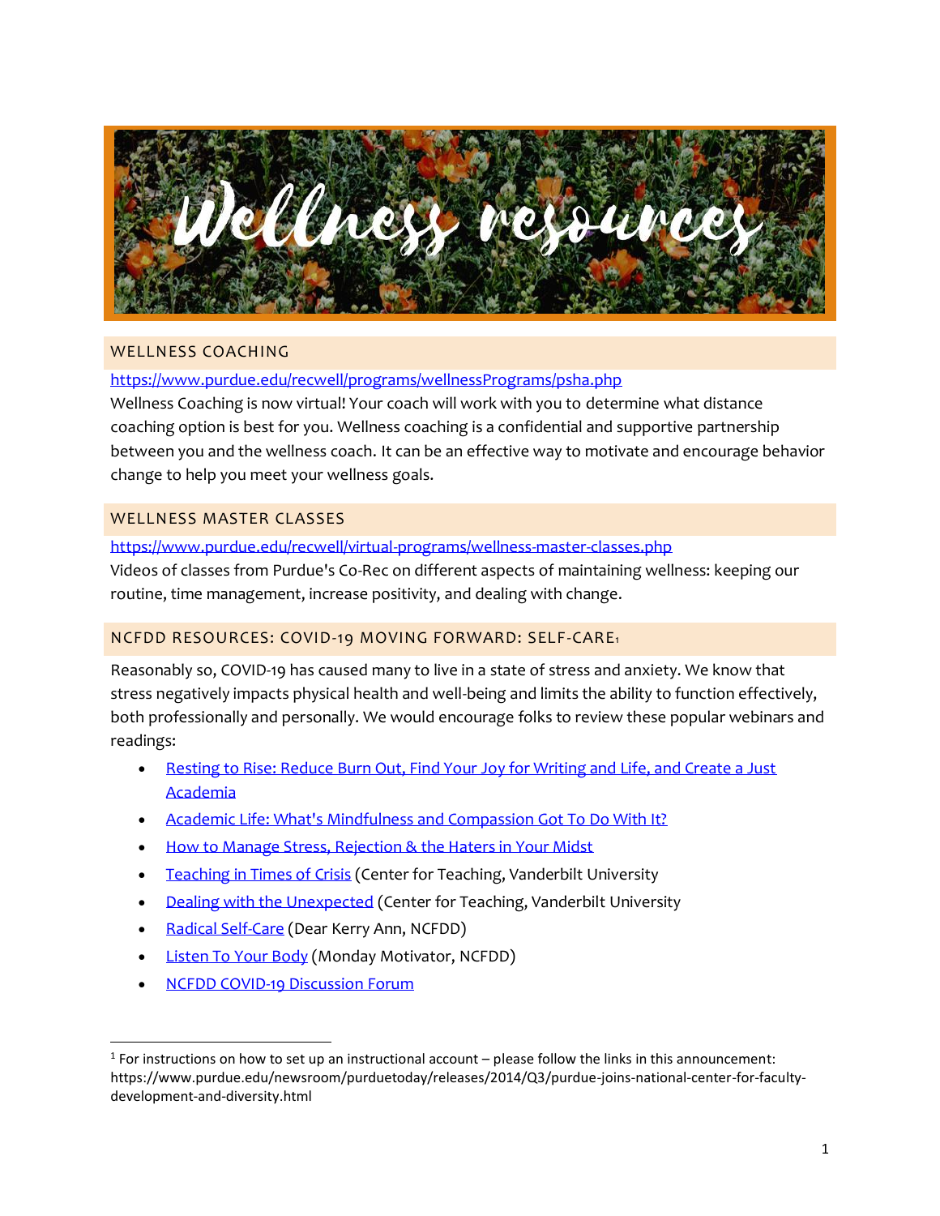# Wellness resources

## WELLNESS COACHING

https://www.purdue.edu/recwell/programs/wellnessPrograms/psha.php

Wellness Coaching is now virtual! Your coach will work with you to determine what distance coaching option is best for you. Wellness coaching is a confidential and supportive partnership between you and the wellness coach. It can be an effective way to motivate and encourage behavior change to help you meet your wellness goals.

## WELLNESS MASTER CLASSES

https://www.purdue.edu/recwell/virtual-programs/wellness-master-classes.php

Videos of classes from Purdue's Co-Rec on different aspects of maintaining wellness: keeping our routine, time management, increase positivity, and dealing with change.

## NCFDD RESOURCES: COVID-19 MOVING FORWARD: SELF-CARE[1]

Reasonably so, COVID-19 has caused many to live in a state of stress and anxiety. We know that stress negatively impacts physical health and well-being and limits the ability to function effectively, both professionally and personally. We would encourage folks to review these popular webinars and readings:

- Resting to Rise: Reduce Burn Out, Find Your Joy for Writing and Life, and Create a Just Academia
- Academic Life: What's Mindfulness and Compassion Got To Do With It?
- How to Manage Stress, Rejection & the Haters in Your Midst
- Teaching in Times of Crisis (Center for Teaching, Vanderbilt University
- Dealing with the Unexpected (Center for Teaching, Vanderbilt University
- Radical Self-Care (Dear Kerry Ann, NCFDD)
- Listen To Your Body (Monday Motivator, NCFDD)
- NCFDD COVID-19 Discussion Forum

---

[1] For instructions on how to set up an instructional account – please follow the links in this announcement: https://www.purdue.edu/newsroom/purduetoday/releases/2014/Q3/purdue-joins-national-center-for-faculty-development-and-diversity.html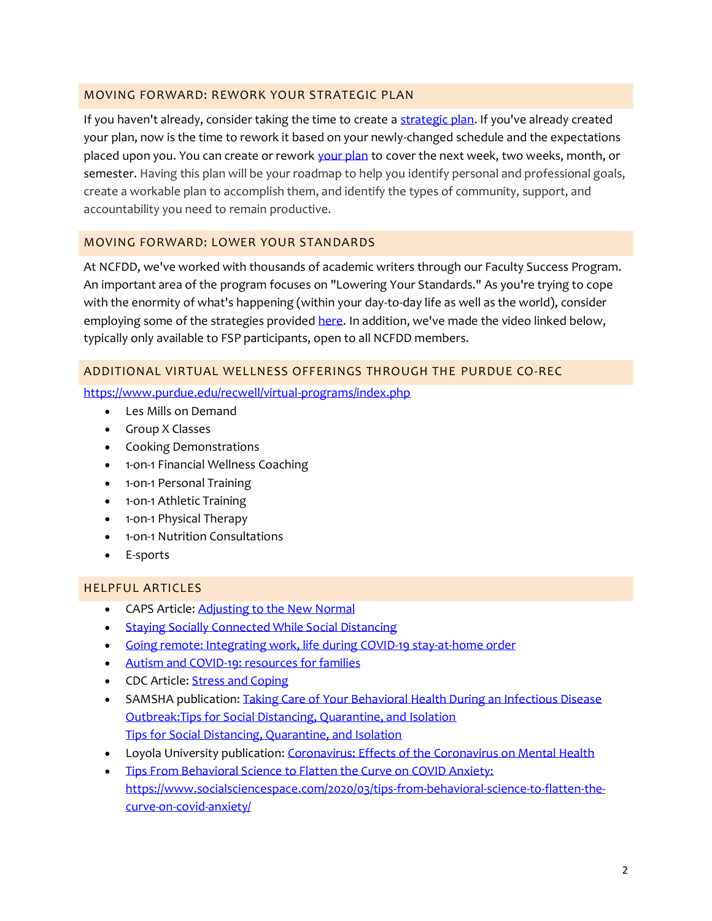## MOVING FORWARD: REWORK YOUR STRATEGIC PLAN

If you haven't already, consider taking the time to create a strategic plan. If you've already created your plan, now is the time to rework it based on your newly-changed schedule and the expectations placed upon you. You can create or rework your plan to cover the next week, two weeks, month, or semester. Having this plan will be your roadmap to help you identify personal and professional goals, create a workable plan to accomplish them, and identify the types of community, support, and accountability you need to remain productive.

## MOVING FORWARD: LOWER YOUR STANDARDS

At NCFDD, we've worked with thousands of academic writers through our Faculty Success Program. An important area of the program focuses on "Lowering Your Standards." As you're trying to cope with the enormity of what's happening (within your day-to-day life as well as the world), consider employing some of the strategies provided here. In addition, we've made the video linked below, typically only available to FSP participants, open to all NCFDD members.

## ADDITIONAL VIRTUAL WELLNESS OFFERINGS THROUGH THE PURDUE CO-REC

https://www.purdue.edu/recwell/virtual-programs/index.php

- Les Mills on Demand
- Group X Classes
- Cooking Demonstrations
- 1-on-1 Financial Wellness Coaching
- 1-on-1 Personal Training
- 1-on-1 Athletic Training
- 1-on-1 Physical Therapy
- 1-on-1 Nutrition Consultations
- E-sports

## HELPFUL ARTICLES

- CAPS Article: Adjusting to the New Normal
- Staying Socially Connected While Social Distancing
- Going remote: Integrating work, life during COVID-19 stay-at-home order
- Autism and COVID-19: resources for families
- CDC Article: Stress and Coping
- SAMSHA publication: Taking Care of Your Behavioral Health During an Infectious Disease Outbreak:Tips for Social Distancing, Quarantine, and Isolation
  Tips for Social Distancing, Quarantine, and Isolation
- Loyola University publication: Coronavirus: Effects of the Coronavirus on Mental Health
- Tips From Behavioral Science to Flatten the Curve on COVID Anxiety: https://www.socialsciencespace.com/2020/03/tips-from-behavioral-science-to-flatten-the-curve-on-covid-anxiety/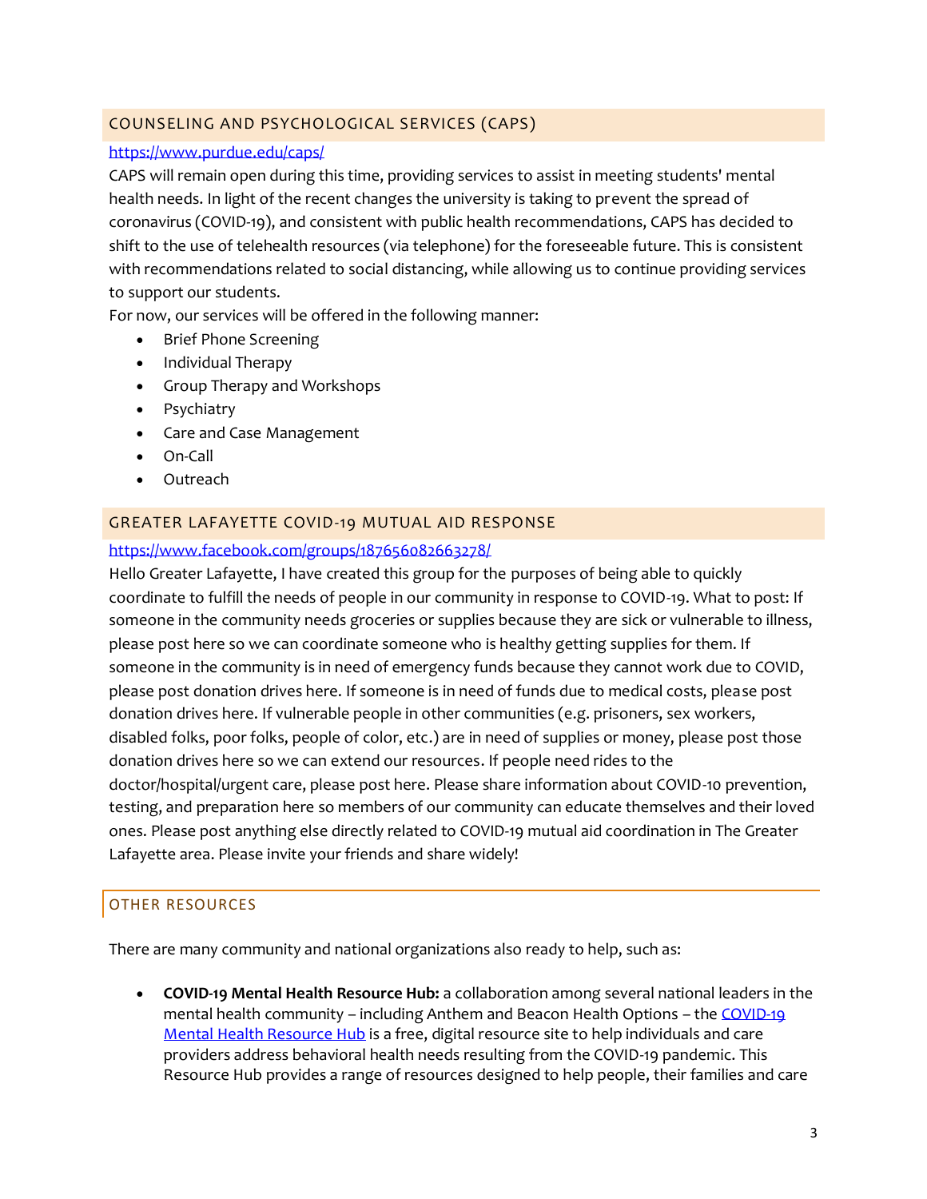## COUNSELING AND PSYCHOLOGICAL SERVICES (CAPS)

[https://www.purdue.edu/caps/](https://www.purdue.edu/caps/)

CAPS will remain open during this time, providing services to assist in meeting students' mental health needs. In light of the recent changes the university is taking to prevent the spread of coronavirus (COVID-19), and consistent with public health recommendations, CAPS has decided to shift to the use of telehealth resources (via telephone) for the foreseeable future. This is consistent with recommendations related to social distancing, while allowing us to continue providing services to support our students.

For now, our services will be offered in the following manner:

- Brief Phone Screening
- Individual Therapy
- Group Therapy and Workshops
- Psychiatry
- Care and Case Management
- On-Call
- Outreach

## GREATER LAFAYETTE COVID-19 MUTUAL AID RESPONSE

[https://www.facebook.com/groups/187656082663278/](https://www.facebook.com/groups/187656082663278/)

Hello Greater Lafayette, I have created this group for the purposes of being able to quickly coordinate to fulfill the needs of people in our community in response to COVID-19. What to post: If someone in the community needs groceries or supplies because they are sick or vulnerable to illness, please post here so we can coordinate someone who is healthy getting supplies for them. If someone in the community is in need of emergency funds because they cannot work due to COVID, please post donation drives here. If someone is in need of funds due to medical costs, please post donation drives here. If vulnerable people in other communities (e.g. prisoners, sex workers, disabled folks, poor folks, people of color, etc.) are in need of supplies or money, please post those donation drives here so we can extend our resources. If people need rides to the doctor/hospital/urgent care, please post here. Please share information about COVID-10 prevention, testing, and preparation here so members of our community can educate themselves and their loved ones. Please post anything else directly related to COVID-19 mutual aid coordination in The Greater Lafayette area. Please invite your friends and share widely!

## OTHER RESOURCES

There are many community and national organizations also ready to help, such as:

- **COVID-19 Mental Health Resource Hub:** a collaboration among several national leaders in the mental health community – including Anthem and Beacon Health Options – the COVID-19 Mental Health Resource Hub is a free, digital resource site to help individuals and care providers address behavioral health needs resulting from the COVID-19 pandemic. This Resource Hub provides a range of resources designed to help people, their families and care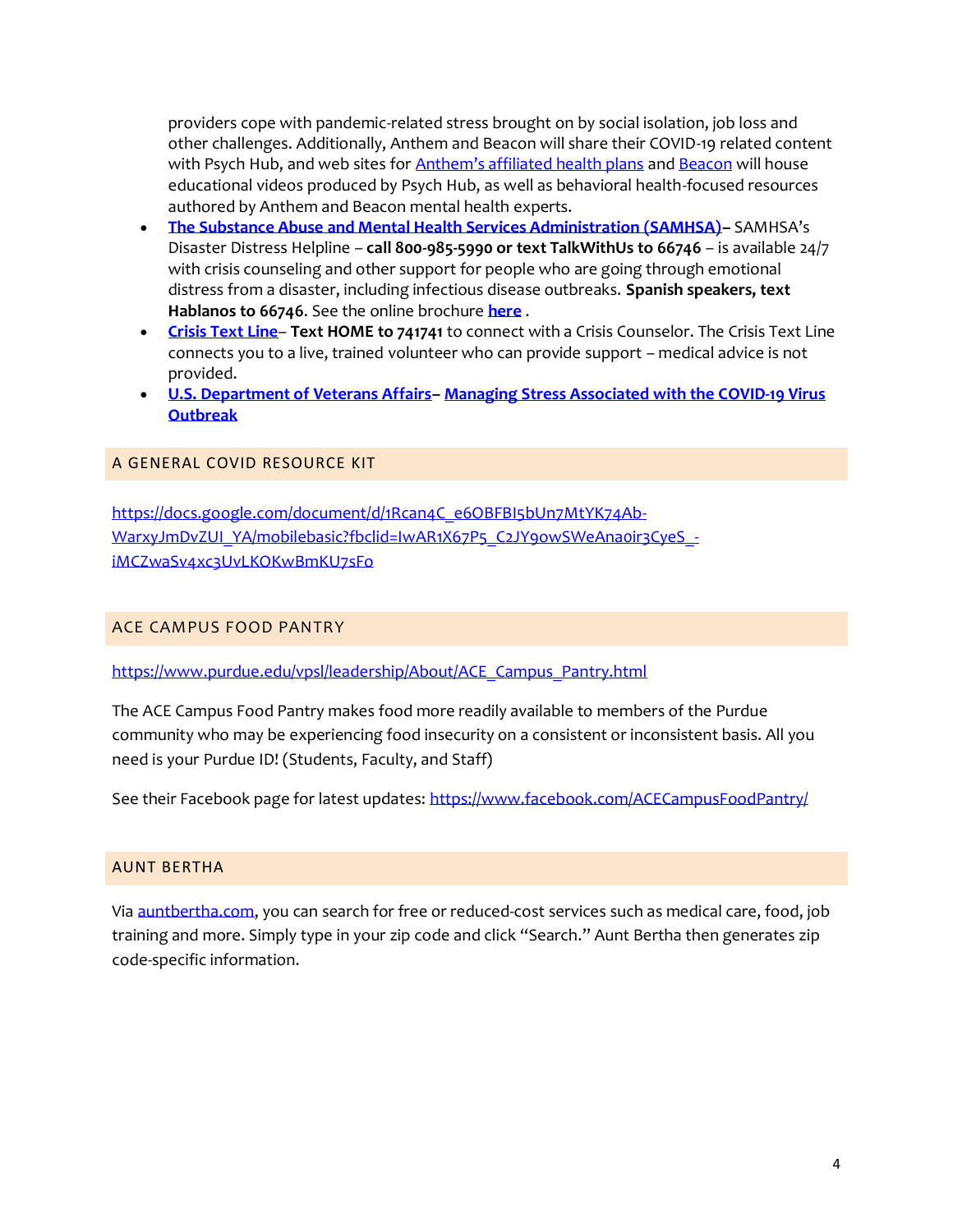providers cope with pandemic-related stress brought on by social isolation, job loss and other challenges. Additionally, Anthem and Beacon will share their COVID-19 related content with Psych Hub, and web sites for Anthem's affiliated health plans and Beacon will house educational videos produced by Psych Hub, as well as behavioral health-focused resources authored by Anthem and Beacon mental health experts.

- **The Substance Abuse and Mental Health Services Administration (SAMHSA)**– SAMHSA's Disaster Distress Helpline – **call 800-985-5990 or text TalkWithUs to 66746** – is available 24/7 with crisis counseling and other support for people who are going through emotional distress from a disaster, including infectious disease outbreaks. **Spanish speakers, text Hablanos to 66746**. See the online brochure **here** .
- **Crisis Text Line**– **Text HOME to 741741** to connect with a Crisis Counselor. The Crisis Text Line connects you to a live, trained volunteer who can provide support – medical advice is not provided.
- **U.S. Department of Veterans Affairs**– **Managing Stress Associated with the COVID-19 Virus Outbreak**

## A GENERAL COVID RESOURCE KIT

https://docs.google.com/document/d/1Rcan4C_e6OBFBI5bUn7MtYK74Ab-WarxyJmDvZUI_YA/mobilebasic?fbclid=IwAR1X67P5_C2JY9owSWeAna0ir3CyeS_-iMCZwaSv4xc3UvLKOKwBmKU7sFo

## ACE CAMPUS FOOD PANTRY

https://www.purdue.edu/vpsl/leadership/About/ACE_Campus_Pantry.html

The ACE Campus Food Pantry makes food more readily available to members of the Purdue community who may be experiencing food insecurity on a consistent or inconsistent basis. All you need is your Purdue ID! (Students, Faculty, and Staff)

See their Facebook page for latest updates: https://www.facebook.com/ACECampusFoodPantry/

## AUNT BERTHA

Via auntbertha.com, you can search for free or reduced-cost services such as medical care, food, job training and more. Simply type in your zip code and click "Search." Aunt Bertha then generates zip code-specific information.